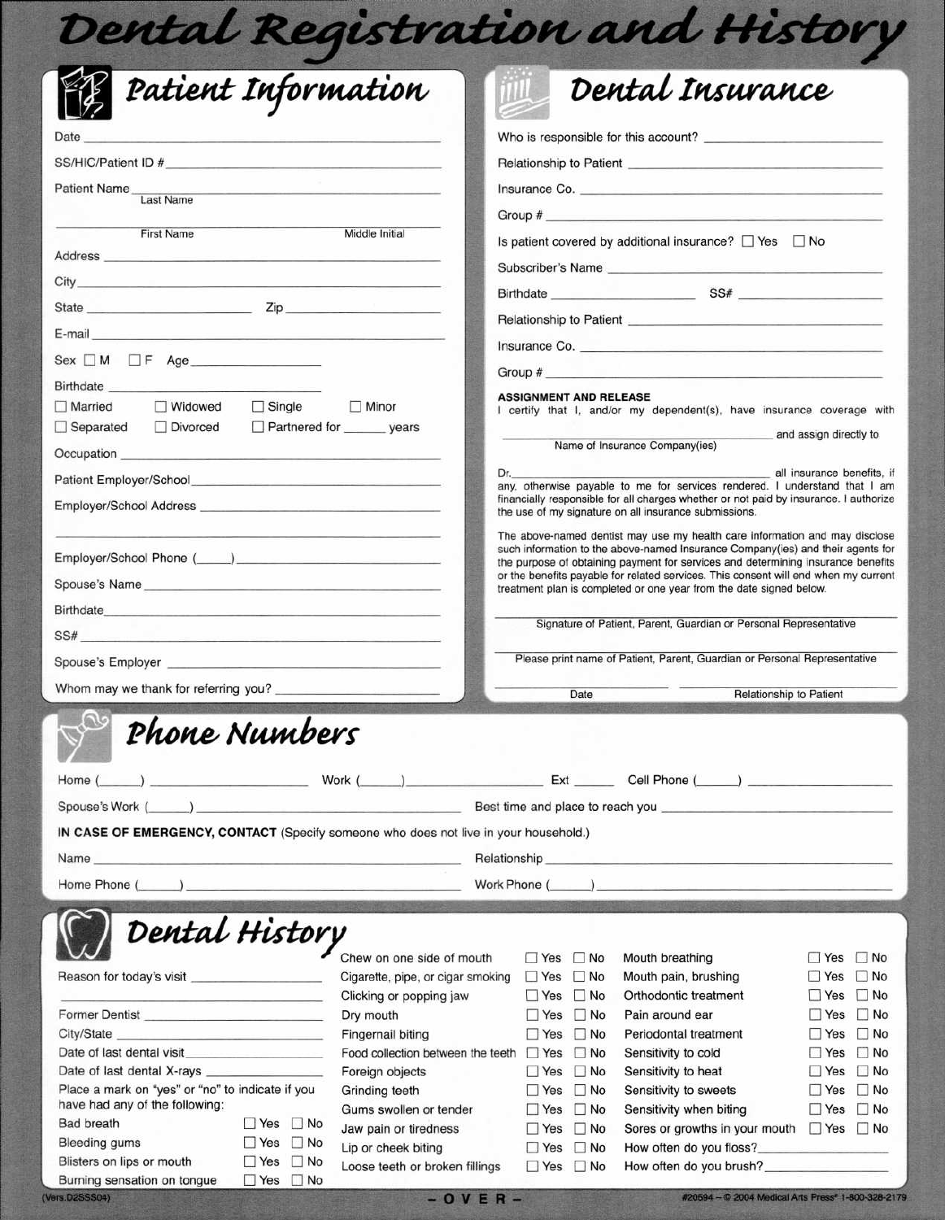# Dental Registration and History

## Patient Information

Date ______________________

SS/HIC/Patient ID # ______________________

Patient Name ______________________
Last Name

______________________
First Name Middle Initial

Address ______________________

City ______________________

State ____________ Zip ____________

E-mail ______________________

Sex ☐ M ☐ F Age ____________

Birthdate ______________________

☐ Married ☐ Widowed ☐ Single ☐ Minor

☐ Separated ☐ Divorced ☐ Partnered for ______ years

Occupation ______________________

Patient Employer/School ______________________

Employer/School Address ______________________

______________________

Employer/School Phone (_____) ______________________

Spouse's Name ______________________

Birthdate ______________________

SS# ______________________

Spouse's Employer ______________________

Whom may we thank for referring you? ______________________

## Dental Insurance

Who is responsible for this account? ______________________

Relationship to Patient ______________________

Insurance Co. ______________________

Group # ______________________

Is patient covered by additional insurance? ☐ Yes ☐ No

Subscriber's Name ______________________

Birthdate ______________ SS# ______________

Relationship to Patient ______________________

Insurance Co. ______________________

Group # ______________________

**ASSIGNMENT AND RELEASE**

I certify that I, and/or my dependent(s), have insurance coverage with ______________________ and assign directly to
Name of Insurance Company(ies)

Dr. ______________________ all insurance benefits, if any, otherwise payable to me for services rendered. I understand that I am financially responsible for all charges whether or not paid by insurance. I authorize the use of my signature on all insurance submissions.

The above-named dentist may use my health care information and may disclose such information to the above-named Insurance Company(ies) and their agents for the purpose of obtaining payment for services and determining insurance benefits or the benefits payable for related services. This consent will end when my current treatment plan is completed or one year from the date signed below.

______________________
Signature of Patient, Parent, Guardian or Personal Representative

______________________
Please print name of Patient, Parent, Guardian or Personal Representative

______________ ______________
Date Relationship to Patient

## Phone Numbers

Home (_____) ____________ Work (_____) ____________ Ext _____ Cell Phone (_____) ____________

Spouse's Work (_____) ____________ Best time and place to reach you ____________

**IN CASE OF EMERGENCY, CONTACT** (Specify someone who does not live in your household.)

Name ______________________ Relationship ______________________

Home Phone (_____) ______________________ Work Phone (_____) ______________________

## Dental History

Reason for today's visit ______________________

______________________

Former Dentist ______________________

City/State ______________________

Date of last dental visit ______________________

Date of last dental X-rays ______________________

Place a mark on "yes" or "no" to indicate if you have had any of the following:

| Condition | Yes | No |
|---|---|---|
| Bad breath | ☐ Yes | ☐ No |
| Bleeding gums | ☐ Yes | ☐ No |
| Blisters on lips or mouth | ☐ Yes | ☐ No |
| Burning sensation on tongue | ☐ Yes | ☐ No |
| Chew on one side of mouth | ☐ Yes | ☐ No |
| Cigarette, pipe, or cigar smoking | ☐ Yes | ☐ No |
| Clicking or popping jaw | ☐ Yes | ☐ No |
| Dry mouth | ☐ Yes | ☐ No |
| Fingernail biting | ☐ Yes | ☐ No |
| Food collection between the teeth | ☐ Yes | ☐ No |
| Foreign objects | ☐ Yes | ☐ No |
| Grinding teeth | ☐ Yes | ☐ No |
| Gums swollen or tender | ☐ Yes | ☐ No |
| Jaw pain or tiredness | ☐ Yes | ☐ No |
| Lip or cheek biting | ☐ Yes | ☐ No |
| Loose teeth or broken fillings | ☐ Yes | ☐ No |
| Mouth breathing | ☐ Yes | ☐ No |
| Mouth pain, brushing | ☐ Yes | ☐ No |
| Orthodontic treatment | ☐ Yes | ☐ No |
| Pain around ear | ☐ Yes | ☐ No |
| Periodontal treatment | ☐ Yes | ☐ No |
| Sensitivity to cold | ☐ Yes | ☐ No |
| Sensitivity to heat | ☐ Yes | ☐ No |
| Sensitivity to sweets | ☐ Yes | ☐ No |
| Sensitivity when biting | ☐ Yes | ☐ No |
| Sores or growths in your mouth | ☐ Yes | ☐ No |

How often do you floss? ______________

How often do you brush? ______________

(Vers.D2SSS04) – OVER – #20594 – © 2004 Medical Arts Press® 1-800-328-2179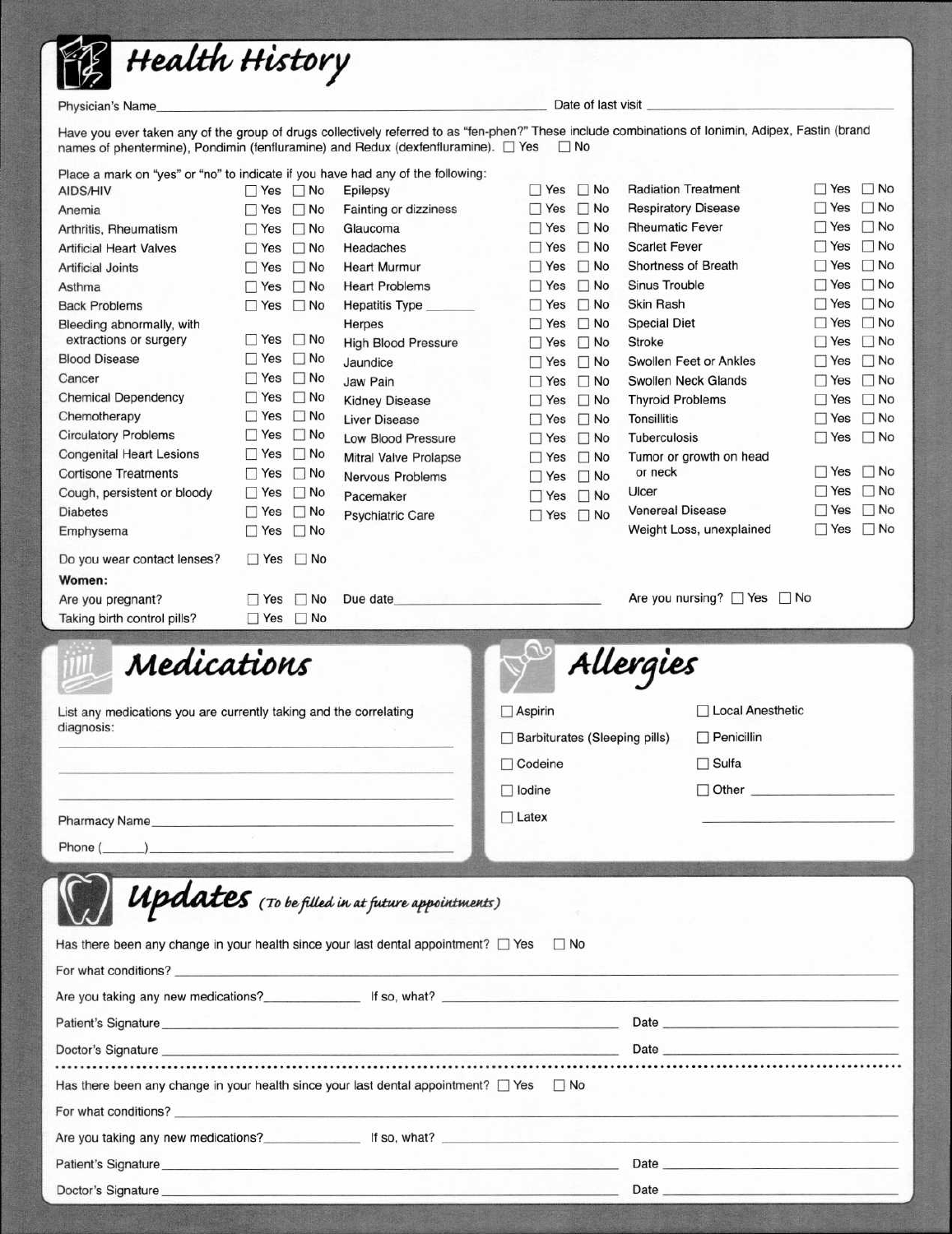# Health History

Physician's Name\_\_\_\_\_\_\_\_\_\_\_\_\_\_\_\_\_\_\_\_ Date of last visit \_\_\_\_\_\_\_\_\_\_\_\_\_\_\_\_\_\_\_\_

Have you ever taken any of the group of drugs collectively referred to as "fen-phen?" These include combinations of Ionimin, Adipex, Fastin (brand names of phentermine), Pondimin (fenfluramine) and Redux (dexfenfluramine). ☐ Yes ☐ No

Place a mark on "yes" or "no" to indicate if you have had any of the following:

| | | | | | |
|---|---|---|---|---|---|
| AIDS/HIV | ☐ Yes ☐ No | Epilepsy | ☐ Yes ☐ No | Radiation Treatment | ☐ Yes ☐ No |
| Anemia | ☐ Yes ☐ No | Fainting or dizziness | ☐ Yes ☐ No | Respiratory Disease | ☐ Yes ☐ No |
| Arthritis, Rheumatism | ☐ Yes ☐ No | Glaucoma | ☐ Yes ☐ No | Rheumatic Fever | ☐ Yes ☐ No |
| Artificial Heart Valves | ☐ Yes ☐ No | Headaches | ☐ Yes ☐ No | Scarlet Fever | ☐ Yes ☐ No |
| Artificial Joints | ☐ Yes ☐ No | Heart Murmur | ☐ Yes ☐ No | Shortness of Breath | ☐ Yes ☐ No |
| Asthma | ☐ Yes ☐ No | Heart Problems | ☐ Yes ☐ No | Sinus Trouble | ☐ Yes ☐ No |
| Back Problems | ☐ Yes ☐ No | Hepatitis Type \_\_\_\_\_ | ☐ Yes ☐ No | Skin Rash | ☐ Yes ☐ No |
| Bleeding abnormally, with extractions or surgery | ☐ Yes ☐ No | Herpes | ☐ Yes ☐ No | Special Diet | ☐ Yes ☐ No |
| Blood Disease | ☐ Yes ☐ No | High Blood Pressure | ☐ Yes ☐ No | Stroke | ☐ Yes ☐ No |
| Cancer | ☐ Yes ☐ No | Jaundice | ☐ Yes ☐ No | Swollen Feet or Ankles | ☐ Yes ☐ No |
| Chemical Dependency | ☐ Yes ☐ No | Jaw Pain | ☐ Yes ☐ No | Swollen Neck Glands | ☐ Yes ☐ No |
| Chemotherapy | ☐ Yes ☐ No | Kidney Disease | ☐ Yes ☐ No | Thyroid Problems | ☐ Yes ☐ No |
| Circulatory Problems | ☐ Yes ☐ No | Liver Disease | ☐ Yes ☐ No | Tonsillitis | ☐ Yes ☐ No |
| Congenital Heart Lesions | ☐ Yes ☐ No | Low Blood Pressure | ☐ Yes ☐ No | Tuberculosis | ☐ Yes ☐ No |
| Cortisone Treatments | ☐ Yes ☐ No | Mitral Valve Prolapse | ☐ Yes ☐ No | Tumor or growth on head or neck | ☐ Yes ☐ No |
| Cough, persistent or bloody | ☐ Yes ☐ No | Nervous Problems | ☐ Yes ☐ No | Ulcer | ☐ Yes ☐ No |
| Diabetes | ☐ Yes ☐ No | Pacemaker | ☐ Yes ☐ No | Venereal Disease | ☐ Yes ☐ No |
| Emphysema | ☐ Yes ☐ No | Psychiatric Care | ☐ Yes ☐ No | Weight Loss, unexplained | ☐ Yes ☐ No |

Do you wear contact lenses? ☐ Yes ☐ No

**Women:**

Are you pregnant? ☐ Yes ☐ No Due date\_\_\_\_\_\_\_\_\_\_\_\_\_\_\_\_\_\_\_\_ Are you nursing? ☐ Yes ☐ No

Taking birth control pills? ☐ Yes ☐ No

# Medications

List any medications you are currently taking and the correlating diagnosis:

\_\_\_\_\_\_\_\_\_\_\_\_\_\_\_\_\_\_\_\_\_\_\_\_\_\_\_\_\_\_\_\_\_\_\_\_\_\_\_\_

\_\_\_\_\_\_\_\_\_\_\_\_\_\_\_\_\_\_\_\_\_\_\_\_\_\_\_\_\_\_\_\_\_\_\_\_\_\_\_\_

\_\_\_\_\_\_\_\_\_\_\_\_\_\_\_\_\_\_\_\_\_\_\_\_\_\_\_\_\_\_\_\_\_\_\_\_\_\_\_\_

Pharmacy Name\_\_\_\_\_\_\_\_\_\_\_\_\_\_\_\_\_\_\_\_

Phone (\_\_\_\_\_\_)\_\_\_\_\_\_\_\_\_\_\_\_\_\_\_\_\_\_\_\_

# Allergies

| | |
|---|---|
| ☐ Aspirin | ☐ Local Anesthetic |
| ☐ Barbiturates (Sleeping pills) | ☐ Penicillin |
| ☐ Codeine | ☐ Sulfa |
| ☐ Iodine | ☐ Other \_\_\_\_\_\_\_\_\_\_\_\_\_\_\_\_\_\_\_\_ |
| ☐ Latex | \_\_\_\_\_\_\_\_\_\_\_\_\_\_\_\_\_\_\_\_ |

# Updates *(To be filled in at future appointments)*

Has there been any change in your health since your last dental appointment? ☐ Yes ☐ No

For what conditions? \_\_\_\_\_\_\_\_\_\_\_\_\_\_\_\_\_\_\_\_

Are you taking any new medications?\_\_\_\_\_\_\_\_\_\_ If so, what? \_\_\_\_\_\_\_\_\_\_\_\_\_\_\_\_\_\_\_\_

Patient's Signature\_\_\_\_\_\_\_\_\_\_\_\_\_\_\_\_\_\_\_\_ Date \_\_\_\_\_\_\_\_\_\_\_\_\_\_\_\_\_\_\_\_

Doctor's Signature \_\_\_\_\_\_\_\_\_\_\_\_\_\_\_\_\_\_\_\_ Date \_\_\_\_\_\_\_\_\_\_\_\_\_\_\_\_\_\_\_\_

---

Has there been any change in your health since your last dental appointment? ☐ Yes ☐ No

For what conditions? \_\_\_\_\_\_\_\_\_\_\_\_\_\_\_\_\_\_\_\_

Are you taking any new medications?\_\_\_\_\_\_\_\_\_\_ If so, what? \_\_\_\_\_\_\_\_\_\_\_\_\_\_\_\_\_\_\_\_

Patient's Signature\_\_\_\_\_\_\_\_\_\_\_\_\_\_\_\_\_\_\_\_ Date \_\_\_\_\_\_\_\_\_\_\_\_\_\_\_\_\_\_\_\_

Doctor's Signature \_\_\_\_\_\_\_\_\_\_\_\_\_\_\_\_\_\_\_\_ Date \_\_\_\_\_\_\_\_\_\_\_\_\_\_\_\_\_\_\_\_